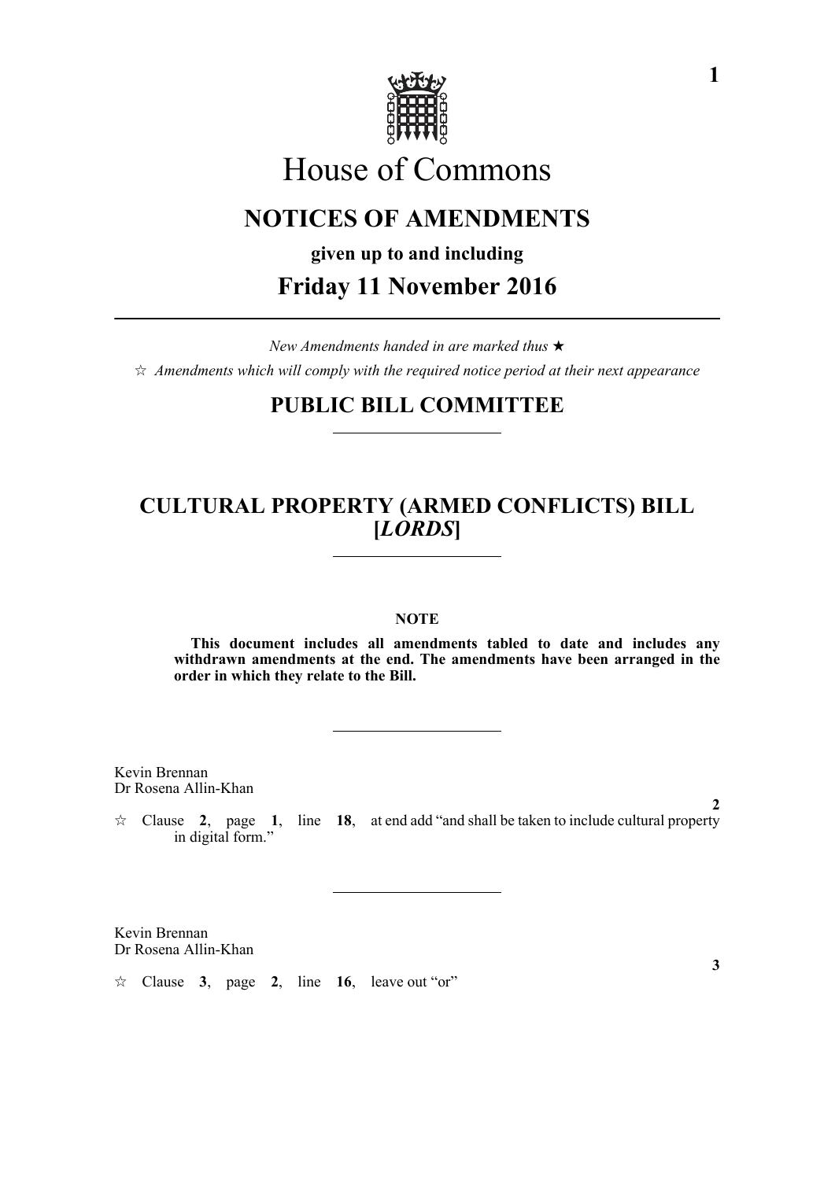# House of Commons

## NOTICES OF AMENDMENTS

**given up to and including**

## Friday 11 November 2016

*New Amendments handed in are marked thus* ★

☆ *Amendments which will comply with the required notice period at their next appearance*

## PUBLIC BILL COMMITTEE

## CULTURAL PROPERTY (ARMED CONFLICTS) BILL [*LORDS*]

**NOTE**

**This document includes all amendments tabled to date and includes any withdrawn amendments at the end. The amendments have been arranged in the order in which they relate to the Bill.**

Kevin Brennan
Dr Rosena Allin-Khan

**2**

☆ Clause **2**, page **1**, line **18**, at end add "and shall be taken to include cultural property in digital form."

Kevin Brennan
Dr Rosena Allin-Khan

**3**

☆ Clause **3**, page **2**, line **16**, leave out "or"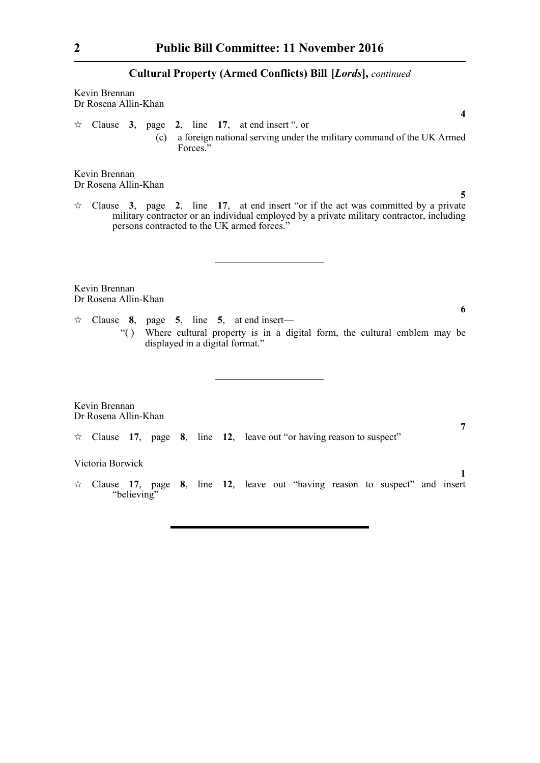Kevin Brennan
Dr Rosena Allin-Khan

**4**

☆ Clause **3**, page **2**, line **17**, at end insert ", or

(c) a foreign national serving under the military command of the UK Armed Forces."

Kevin Brennan
Dr Rosena Allin-Khan

**5**

☆ Clause **3**, page **2**, line **17**, at end insert "or if the act was committed by a private military contractor or an individual employed by a private military contractor, including persons contracted to the UK armed forces."

---

Kevin Brennan
Dr Rosena Allin-Khan

**6**

☆ Clause **8**, page **5**, line **5**, at end insert—

"( ) Where cultural property is in a digital form, the cultural emblem may be displayed in a digital format."

---

Kevin Brennan
Dr Rosena Allin-Khan

**7**

☆ Clause **17**, page **8**, line **12**, leave out "or having reason to suspect"

Victoria Borwick

**1**

☆ Clause **17**, page **8**, line **12**, leave out "having reason to suspect" and insert "believing"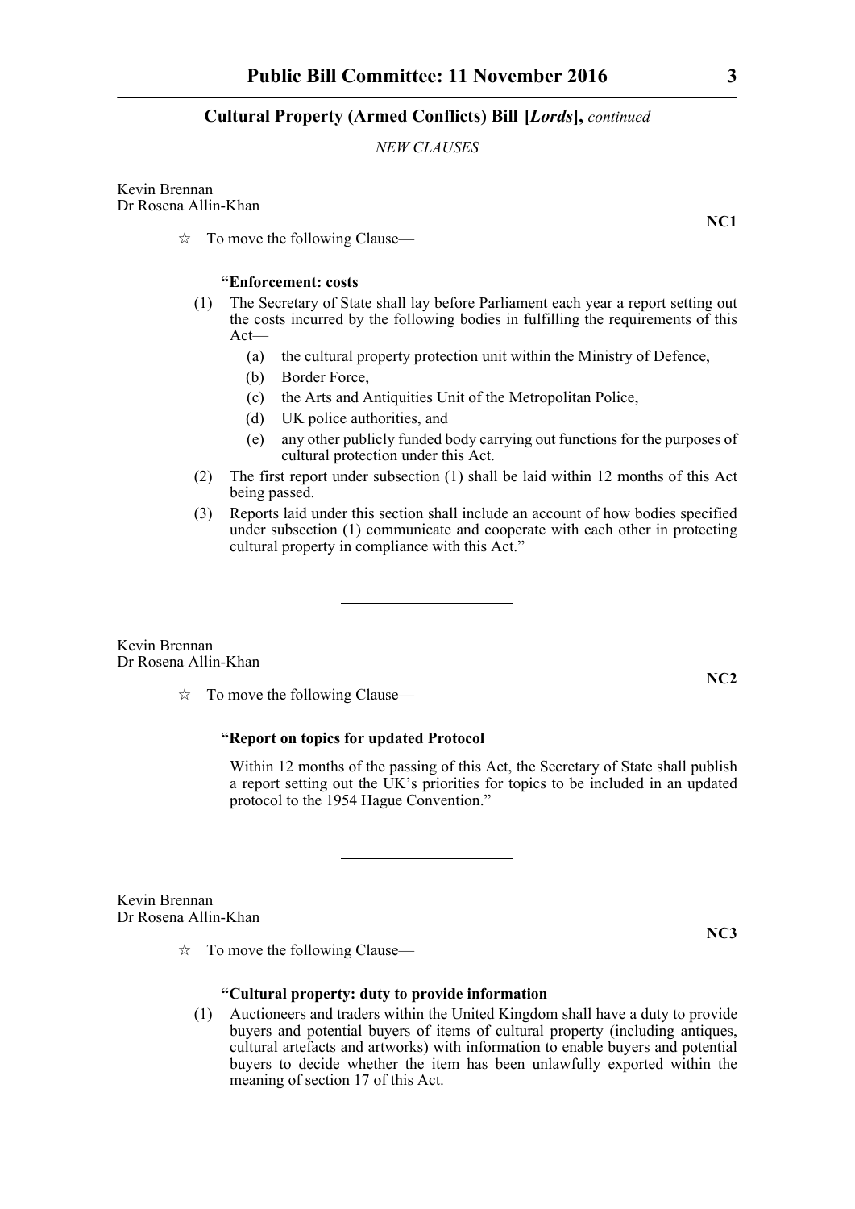*NEW CLAUSES*

Kevin Brennan
Dr Rosena Allin-Khan

**NC1**

☆ To move the following Clause—

**"Enforcement: costs**

(1) The Secretary of State shall lay before Parliament each year a report setting out the costs incurred by the following bodies in fulfilling the requirements of this Act—

(a) the cultural property protection unit within the Ministry of Defence,

(b) Border Force,

(c) the Arts and Antiquities Unit of the Metropolitan Police,

(d) UK police authorities, and

(e) any other publicly funded body carrying out functions for the purposes of cultural protection under this Act.

(2) The first report under subsection (1) shall be laid within 12 months of this Act being passed.

(3) Reports laid under this section shall include an account of how bodies specified under subsection (1) communicate and cooperate with each other in protecting cultural property in compliance with this Act."

---

Kevin Brennan
Dr Rosena Allin-Khan

**NC2**

☆ To move the following Clause—

**"Report on topics for updated Protocol**

Within 12 months of the passing of this Act, the Secretary of State shall publish a report setting out the UK's priorities for topics to be included in an updated protocol to the 1954 Hague Convention."

---

Kevin Brennan
Dr Rosena Allin-Khan

**NC3**

☆ To move the following Clause—

**"Cultural property: duty to provide information**

(1) Auctioneers and traders within the United Kingdom shall have a duty to provide buyers and potential buyers of items of cultural property (including antiques, cultural artefacts and artworks) with information to enable buyers and potential buyers to decide whether the item has been unlawfully exported within the meaning of section 17 of this Act.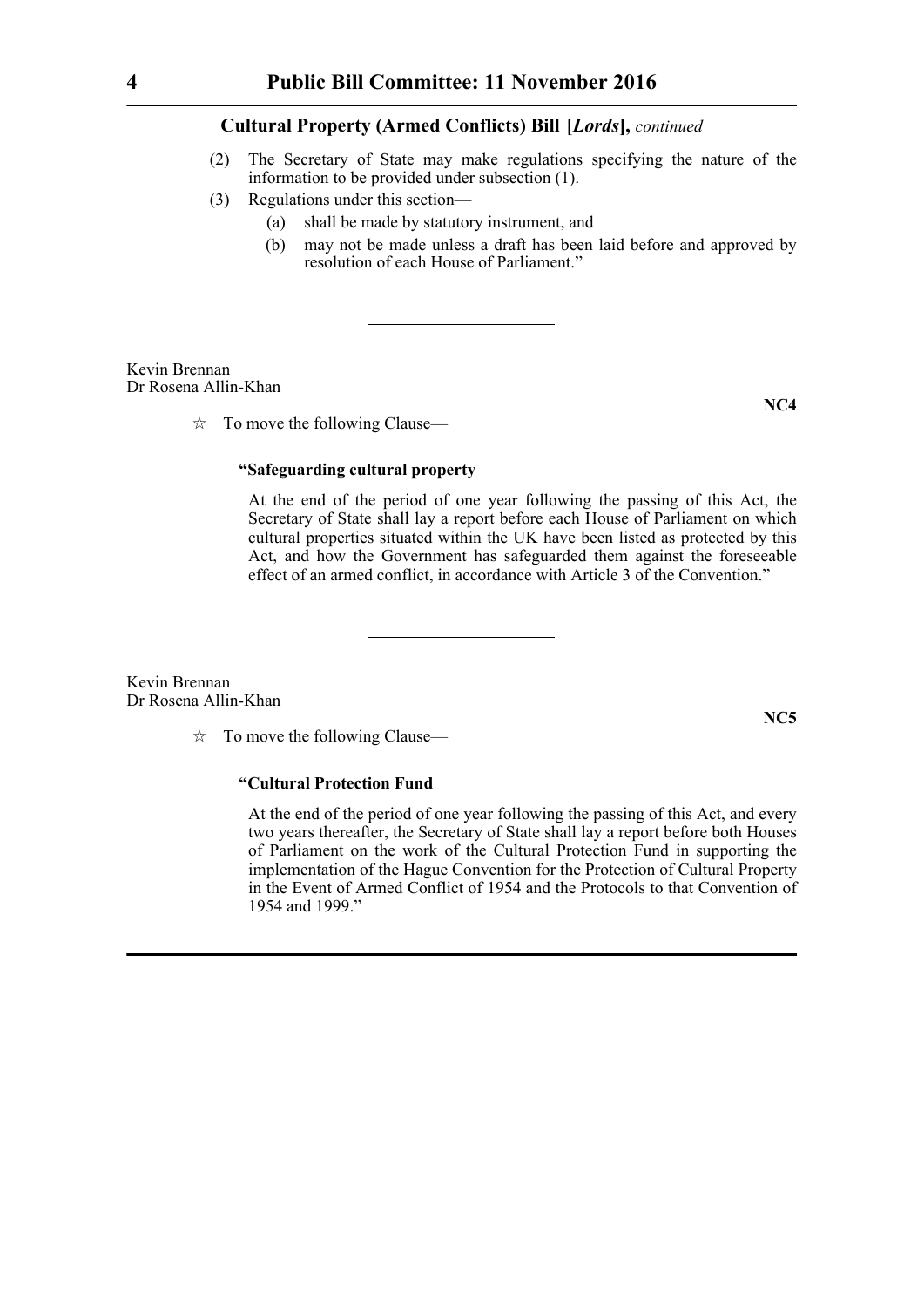(2) The Secretary of State may make regulations specifying the nature of the information to be provided under subsection (1).

(3) Regulations under this section—

(a) shall be made by statutory instrument, and

(b) may not be made unless a draft has been laid before and approved by resolution of each House of Parliament."

---

Kevin Brennan
Dr Rosena Allin-Khan

**NC4**

☆ To move the following Clause—

**"Safeguarding cultural property**

At the end of the period of one year following the passing of this Act, the Secretary of State shall lay a report before each House of Parliament on which cultural properties situated within the UK have been listed as protected by this Act, and how the Government has safeguarded them against the foreseeable effect of an armed conflict, in accordance with Article 3 of the Convention."

---

Kevin Brennan
Dr Rosena Allin-Khan

**NC5**

☆ To move the following Clause—

**"Cultural Protection Fund**

At the end of the period of one year following the passing of this Act, and every two years thereafter, the Secretary of State shall lay a report before both Houses of Parliament on the work of the Cultural Protection Fund in supporting the implementation of the Hague Convention for the Protection of Cultural Property in the Event of Armed Conflict of 1954 and the Protocols to that Convention of 1954 and 1999."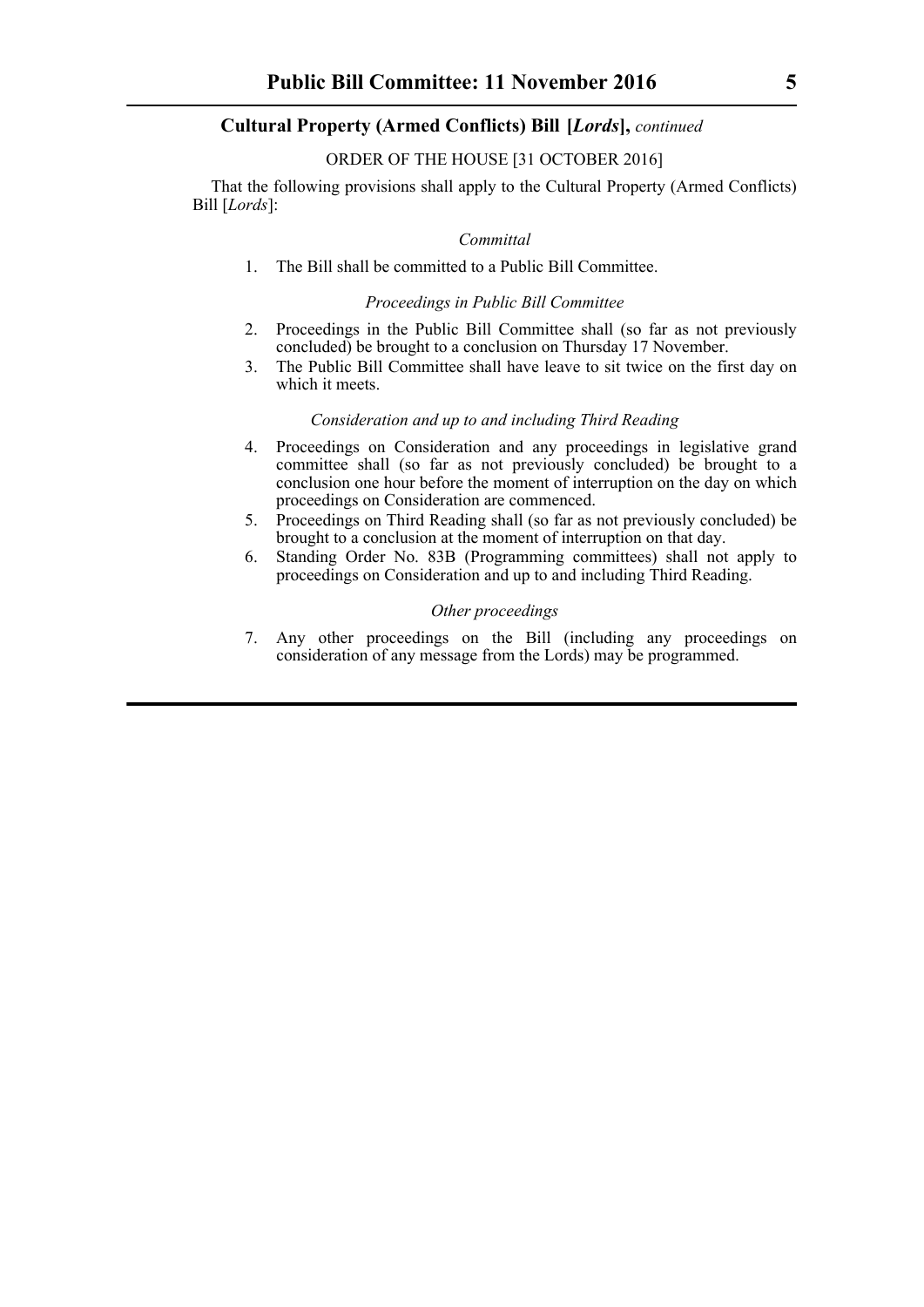## Cultural Property (Armed Conflicts) Bill [*Lords*], *continued*

ORDER OF THE HOUSE [31 OCTOBER 2016]

That the following provisions shall apply to the Cultural Property (Armed Conflicts) Bill [*Lords*]:

*Committal*

1. The Bill shall be committed to a Public Bill Committee.

*Proceedings in Public Bill Committee*

2. Proceedings in the Public Bill Committee shall (so far as not previously concluded) be brought to a conclusion on Thursday 17 November.
3. The Public Bill Committee shall have leave to sit twice on the first day on which it meets.

*Consideration and up to and including Third Reading*

4. Proceedings on Consideration and any proceedings in legislative grand committee shall (so far as not previously concluded) be brought to a conclusion one hour before the moment of interruption on the day on which proceedings on Consideration are commenced.
5. Proceedings on Third Reading shall (so far as not previously concluded) be brought to a conclusion at the moment of interruption on that day.
6. Standing Order No. 83B (Programming committees) shall not apply to proceedings on Consideration and up to and including Third Reading.

*Other proceedings*

7. Any other proceedings on the Bill (including any proceedings on consideration of any message from the Lords) may be programmed.